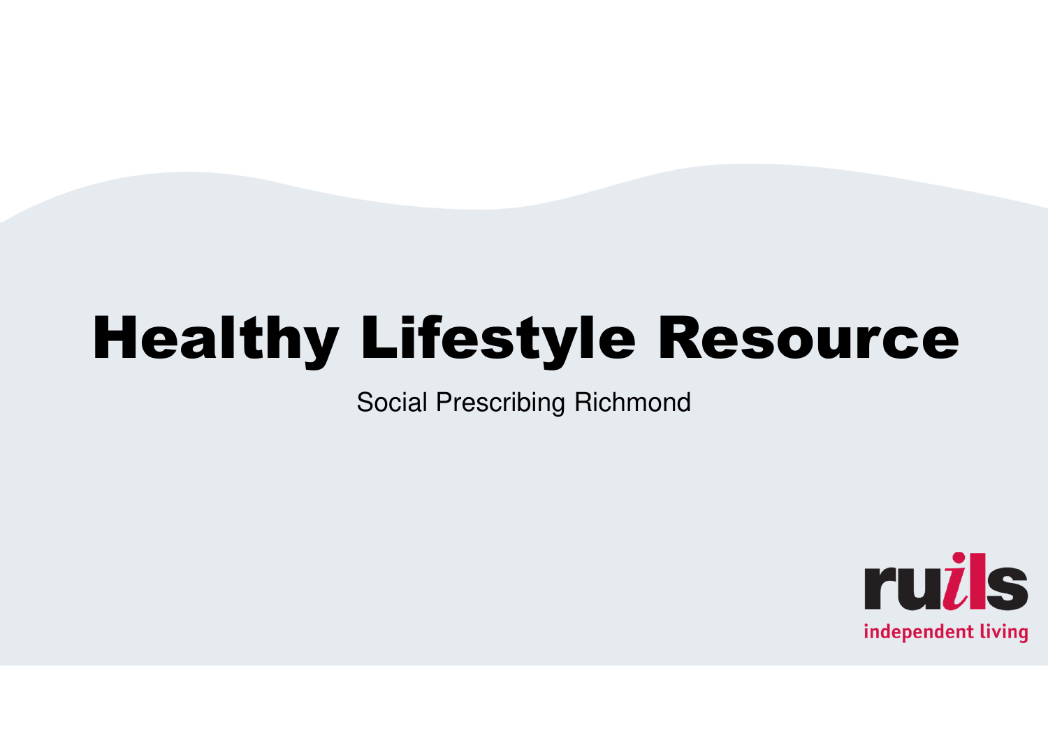# Healthy Lifestyle Resource

Social Prescribing Richmond

ruils

independent living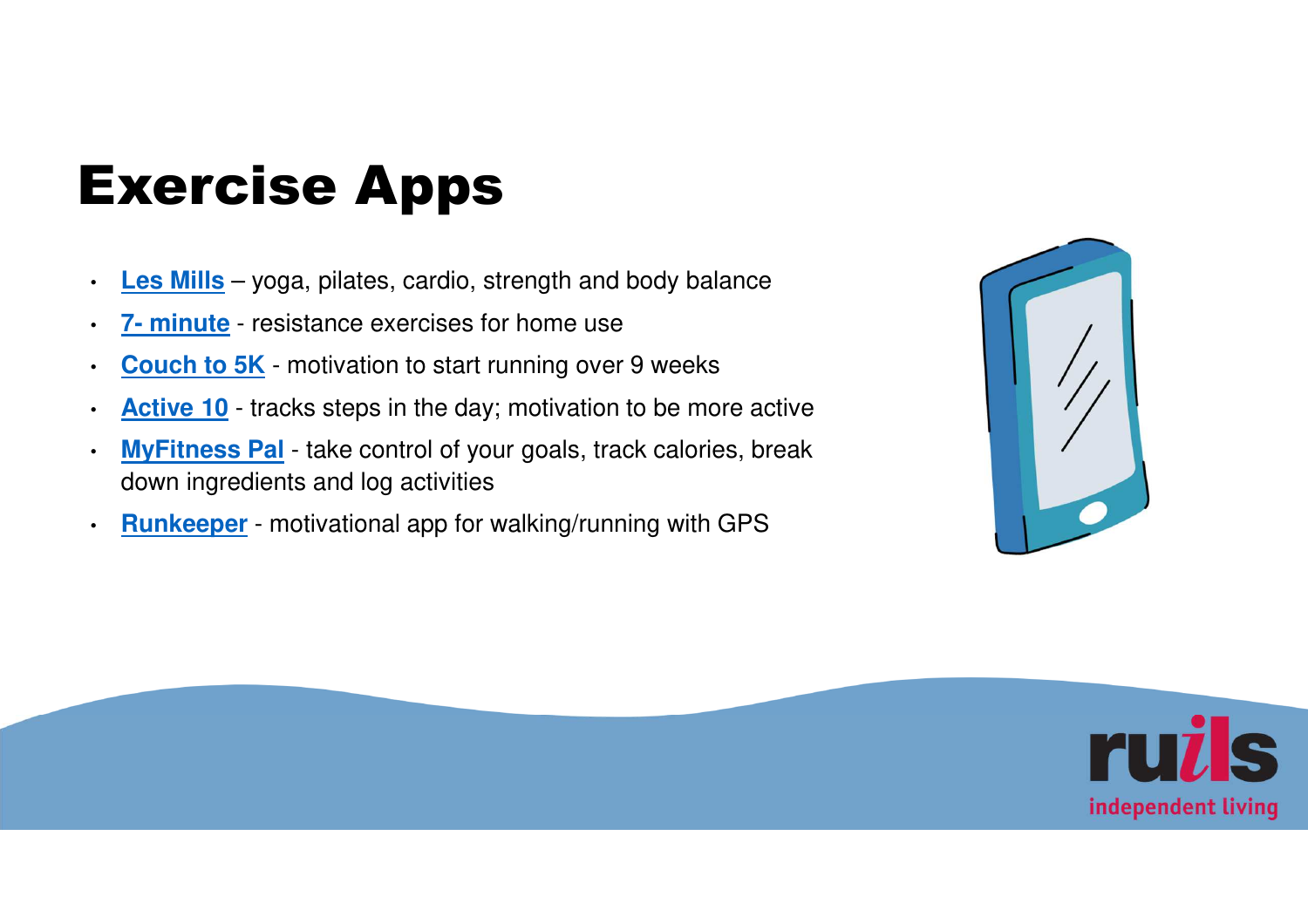# Exercise Apps

- **Les Mills** – yoga, pilates, cardio, strength and body balance
- **7- minute** - resistance exercises for home use
- **Couch to 5K** - motivation to start running over 9 weeks
- **Active 10** - tracks steps in the day; motivation to be more active
- **MyFitness Pal** - take control of your goals, track calories, break down ingredients and log activities
- **Runkeeper** - motivational app for walking/running with GPS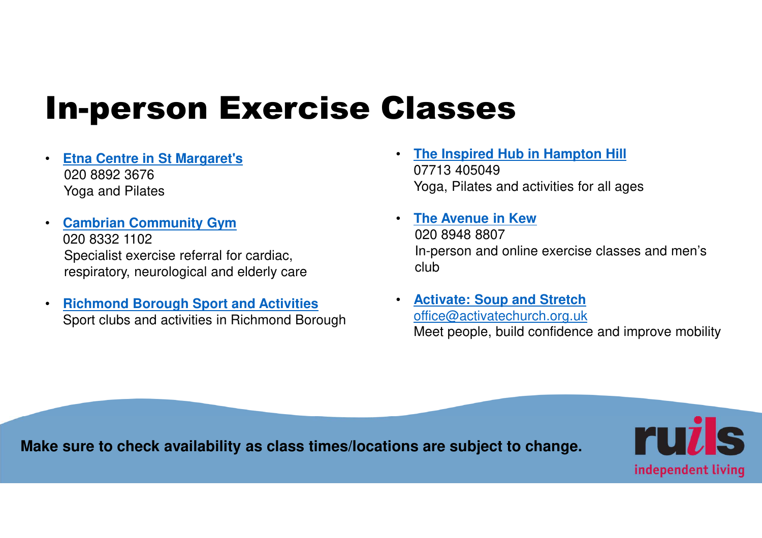# In-person Exercise Classes

- **Etna Centre in St Margaret's**
  020 8892 3676
  Yoga and Pilates

- **Cambrian Community Gym**
  020 8332 1102
  Specialist exercise referral for cardiac, respiratory, neurological and elderly care

- **Richmond Borough Sport and Activities**
  Sport clubs and activities in Richmond Borough

- **The Inspired Hub in Hampton Hill**
  07713 405049
  Yoga, Pilates and activities for all ages

- **The Avenue in Kew**
  020 8948 8807
  In-person and online exercise classes and men's club

- **Activate: Soup and Stretch**
  office@activatechurch.org.uk
  Meet people, build confidence and improve mobility

**Make sure to check availability as class times/locations are subject to change.**

ruils independent living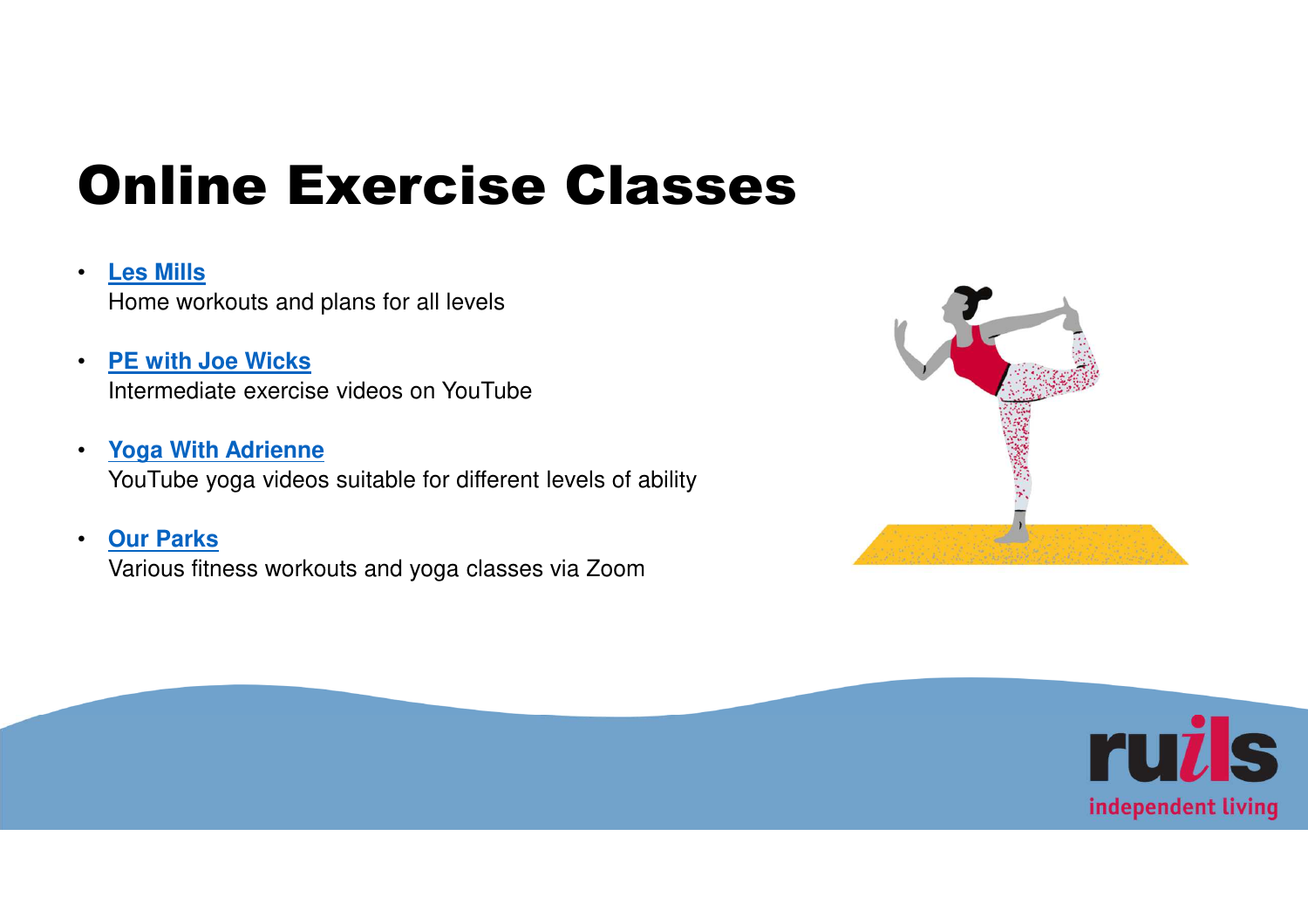# Online Exercise Classes

- **Les Mills**
  Home workouts and plans for all levels
- **PE with Joe Wicks**
  Intermediate exercise videos on YouTube
- **Yoga With Adrienne**
  YouTube yoga videos suitable for different levels of ability
- **Our Parks**
  Various fitness workouts and yoga classes via Zoom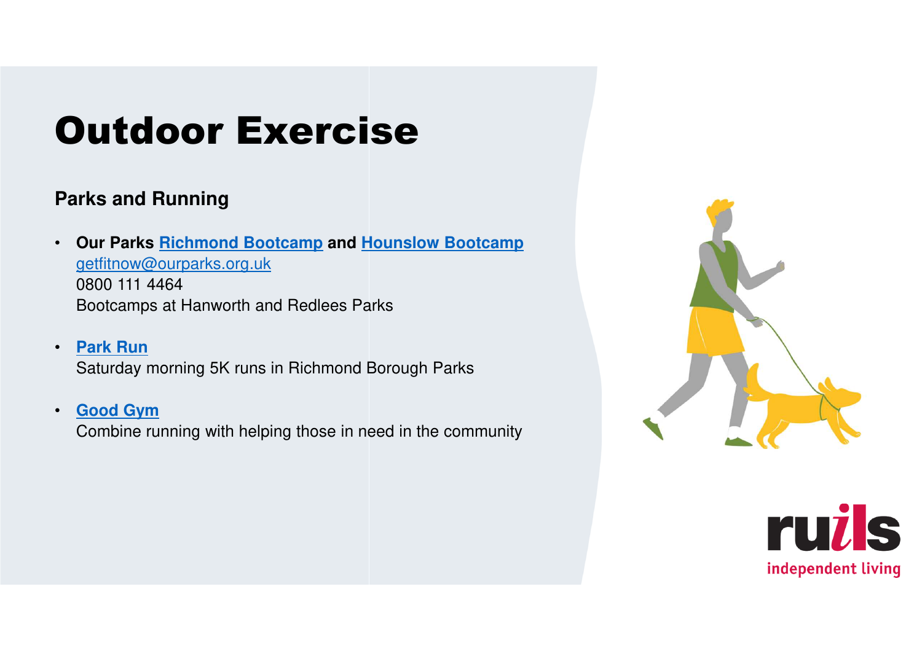# Outdoor Exercise

### Parks and Running

- **Our Parks Richmond Bootcamp and Hounslow Bootcamp**
  getfitnow@ourparks.org.uk
  0800 111 4464
  Bootcamps at Hanworth and Redlees Parks
- **Park Run**
  Saturday morning 5K runs in Richmond Borough Parks
- **Good Gym**
  Combine running with helping those in need in the community

ruils
independent living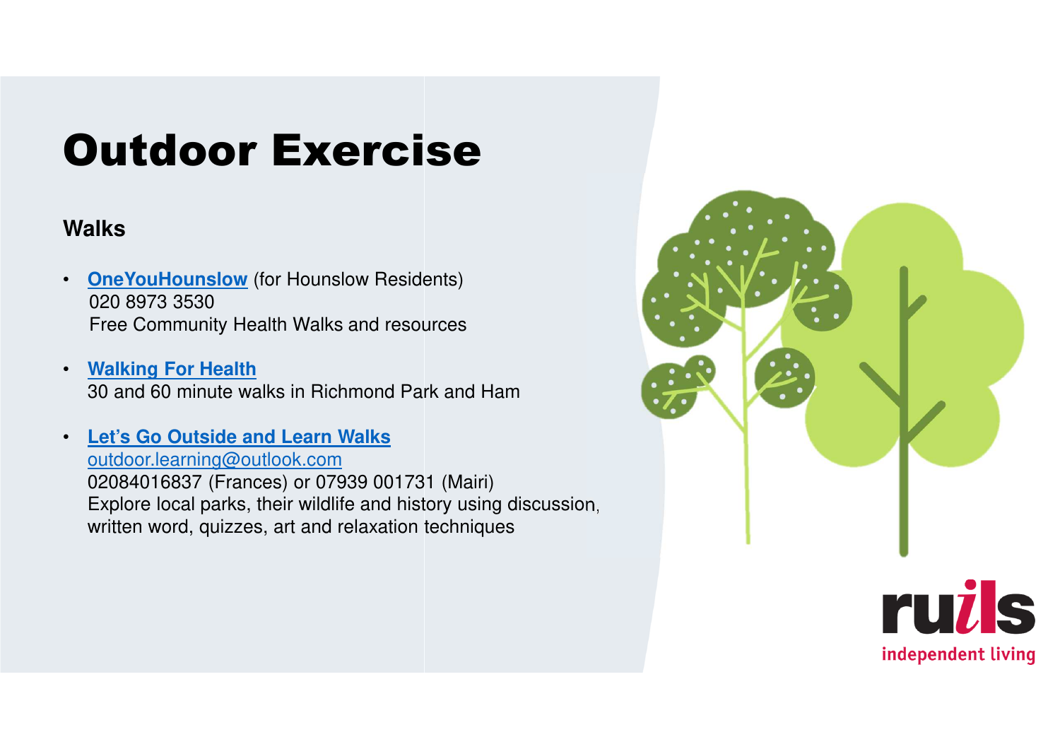# Outdoor Exercise

### Walks

- **OneYouHounslow** (for Hounslow Residents)
  020 8973 3530
  Free Community Health Walks and resources

- **Walking For Health**
  30 and 60 minute walks in Richmond Park and Ham

- **Let's Go Outside and Learn Walks**
  outdoor.learning@outlook.com
  02084016837 (Frances) or 07939 001731 (Mairi)
  Explore local parks, their wildlife and history using discussion, written word, quizzes, art and relaxation techniques

ruils independent living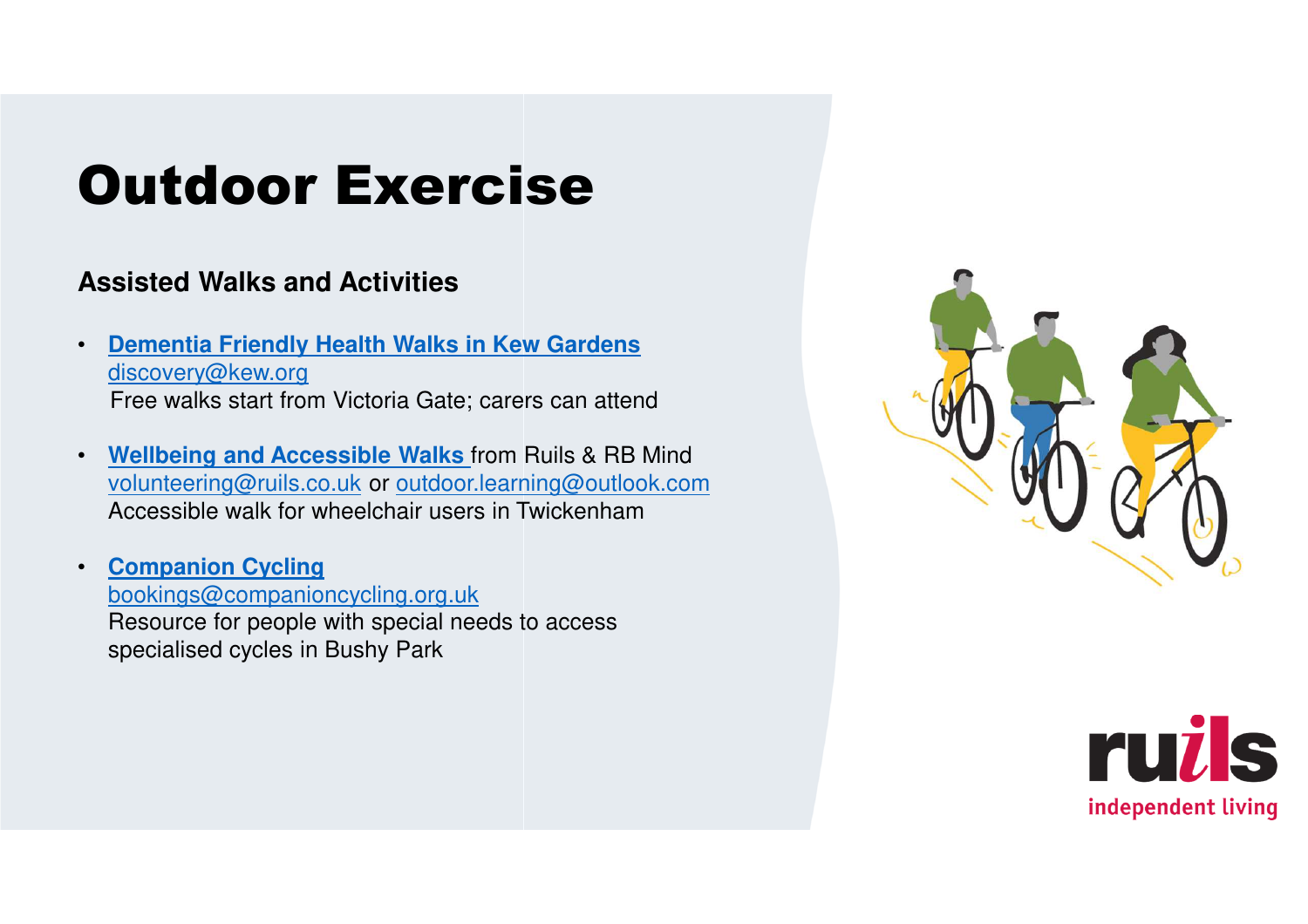# Outdoor Exercise

### Assisted Walks and Activities

- **Dementia Friendly Health Walks in Kew Gardens**
  discovery@kew.org
  Free walks start from Victoria Gate; carers can attend

- **Wellbeing and Accessible Walks** from Ruils & RB Mind
  volunteering@ruils.co.uk or outdoor.learning@outlook.com
  Accessible walk for wheelchair users in Twickenham

- **Companion Cycling**
  bookings@companioncycling.org.uk
  Resource for people with special needs to access specialised cycles in Bushy Park

ruils independent living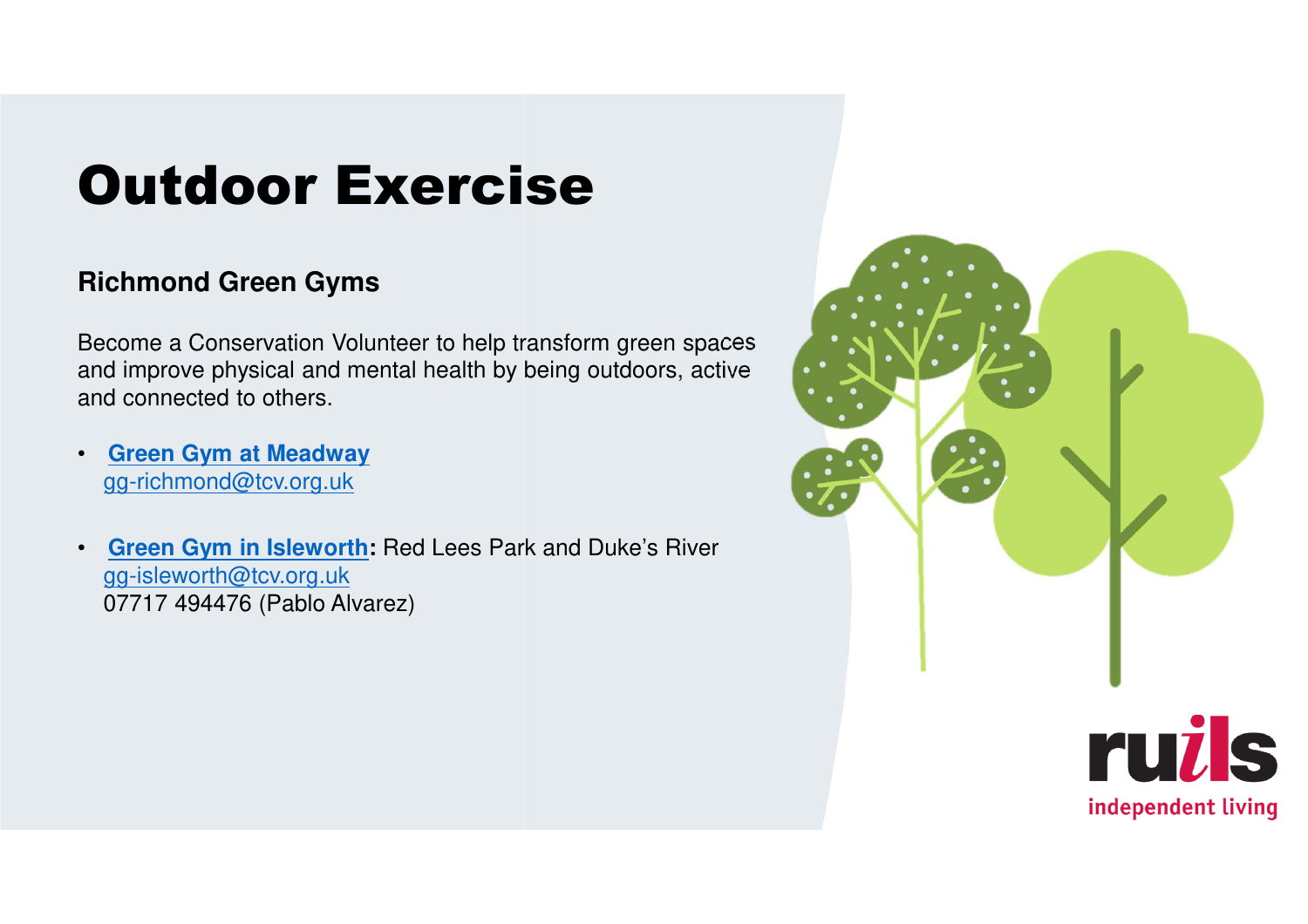# Outdoor Exercise

### Richmond Green Gyms

Become a Conservation Volunteer to help transform green spaces and improve physical and mental health by being outdoors, active and connected to others.

- **Green Gym at Meadway**
  gg-richmond@tcv.org.uk

- **Green Gym in Isleworth:** Red Lees Park and Duke's River
  gg-isleworth@tcv.org.uk
  07717 494476 (Pablo Alvarez)

ruils
independent living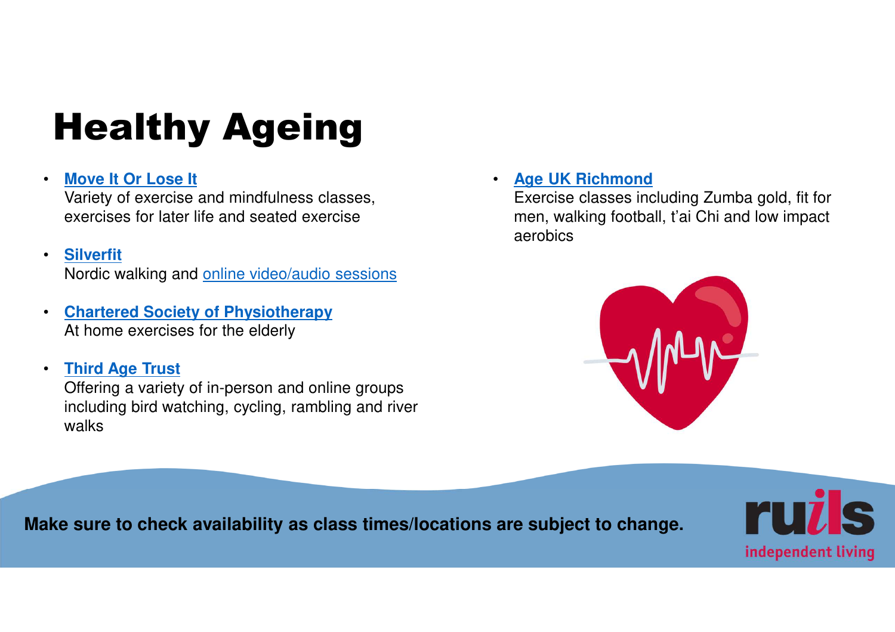# Healthy Ageing

- **Move It Or Lose It**
  Variety of exercise and mindfulness classes, exercises for later life and seated exercise

- **Silverfit**
  Nordic walking and online video/audio sessions

- **Chartered Society of Physiotherapy**
  At home exercises for the elderly

- **Third Age Trust**
  Offering a variety of in-person and online groups including bird watching, cycling, rambling and river walks

- **Age UK Richmond**
  Exercise classes including Zumba gold, fit for men, walking football, t'ai Chi and low impact aerobics

**Make sure to check availability as class times/locations are subject to change.**

ruils independent living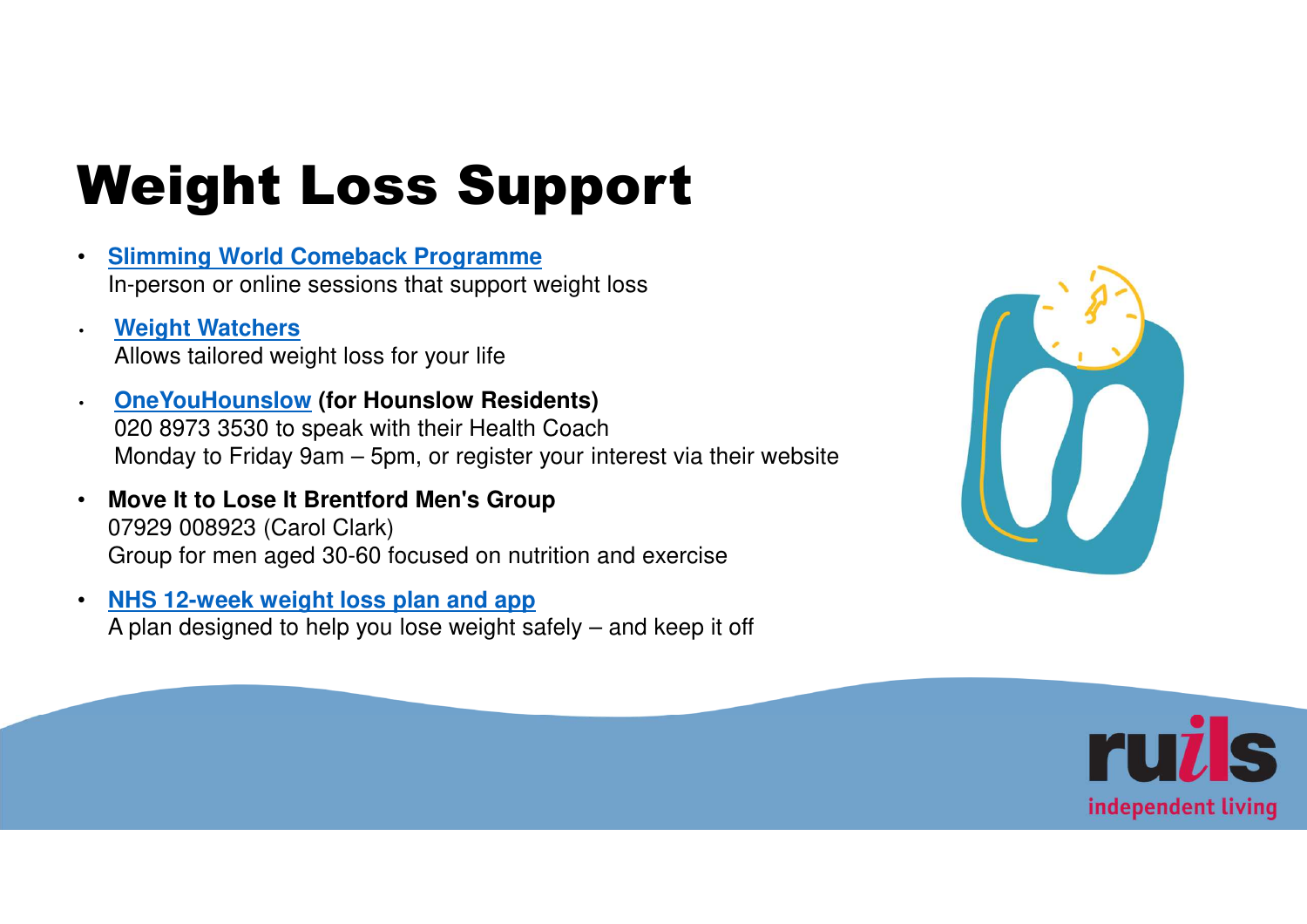# Weight Loss Support

- **Slimming World Comeback Programme**
  In-person or online sessions that support weight loss
- **Weight Watchers**
  Allows tailored weight loss for your life
- **OneYouHounslow (for Hounslow Residents)**
  020 8973 3530 to speak with their Health Coach
  Monday to Friday 9am – 5pm, or register your interest via their website
- **Move It to Lose It Brentford Men's Group**
  07929 008923 (Carol Clark)
  Group for men aged 30-60 focused on nutrition and exercise
- **NHS 12-week weight loss plan and app**
  A plan designed to help you lose weight safely – and keep it off

ruils
independent living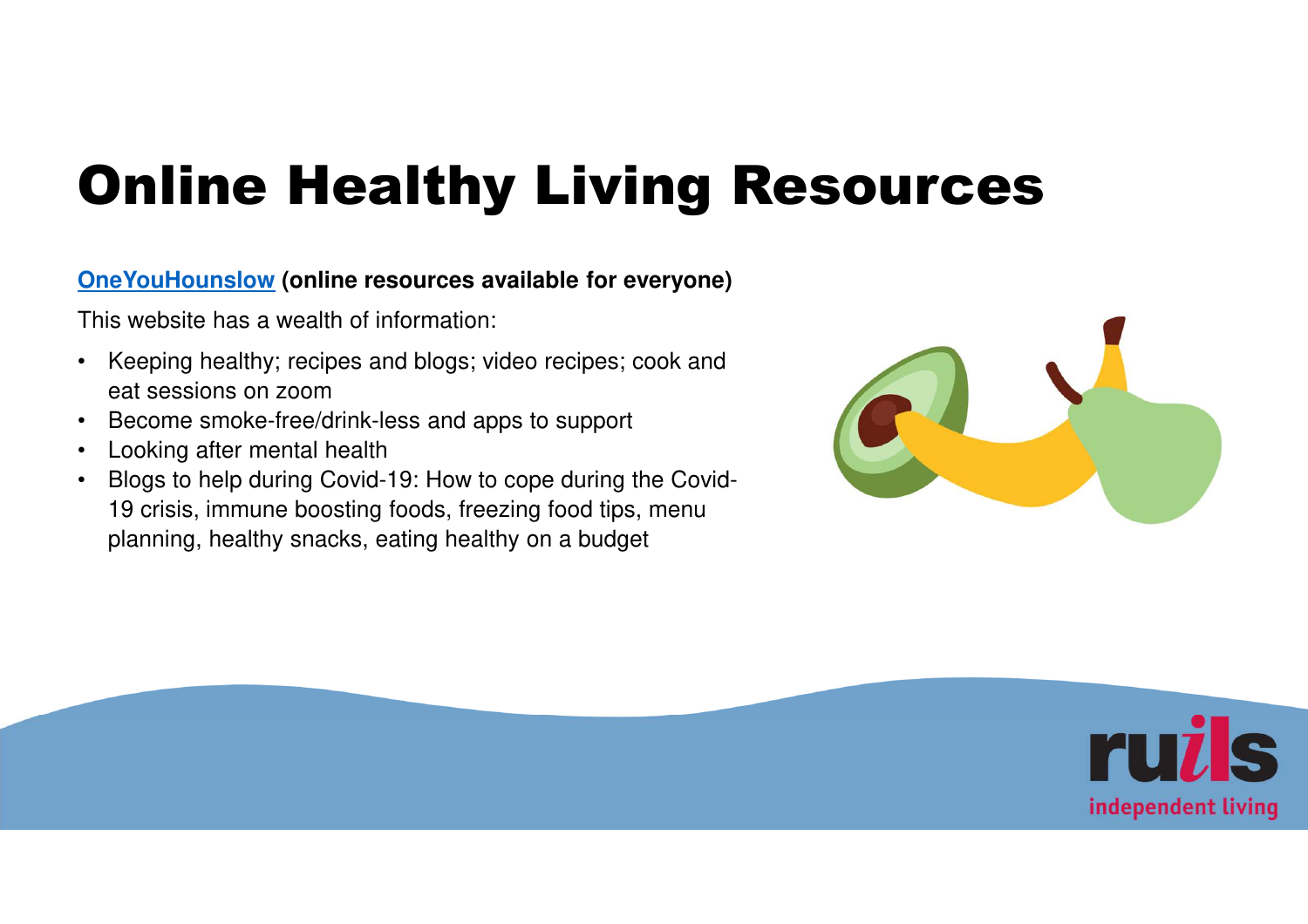# Online Healthy Living Resources

**OneYouHounslow (online resources available for everyone)**

This website has a wealth of information:

- Keeping healthy; recipes and blogs; video recipes; cook and eat sessions on zoom
- Become smoke-free/drink-less and apps to support
- Looking after mental health
- Blogs to help during Covid-19: How to cope during the Covid-19 crisis, immune boosting foods, freezing food tips, menu planning, healthy snacks, eating healthy on a budget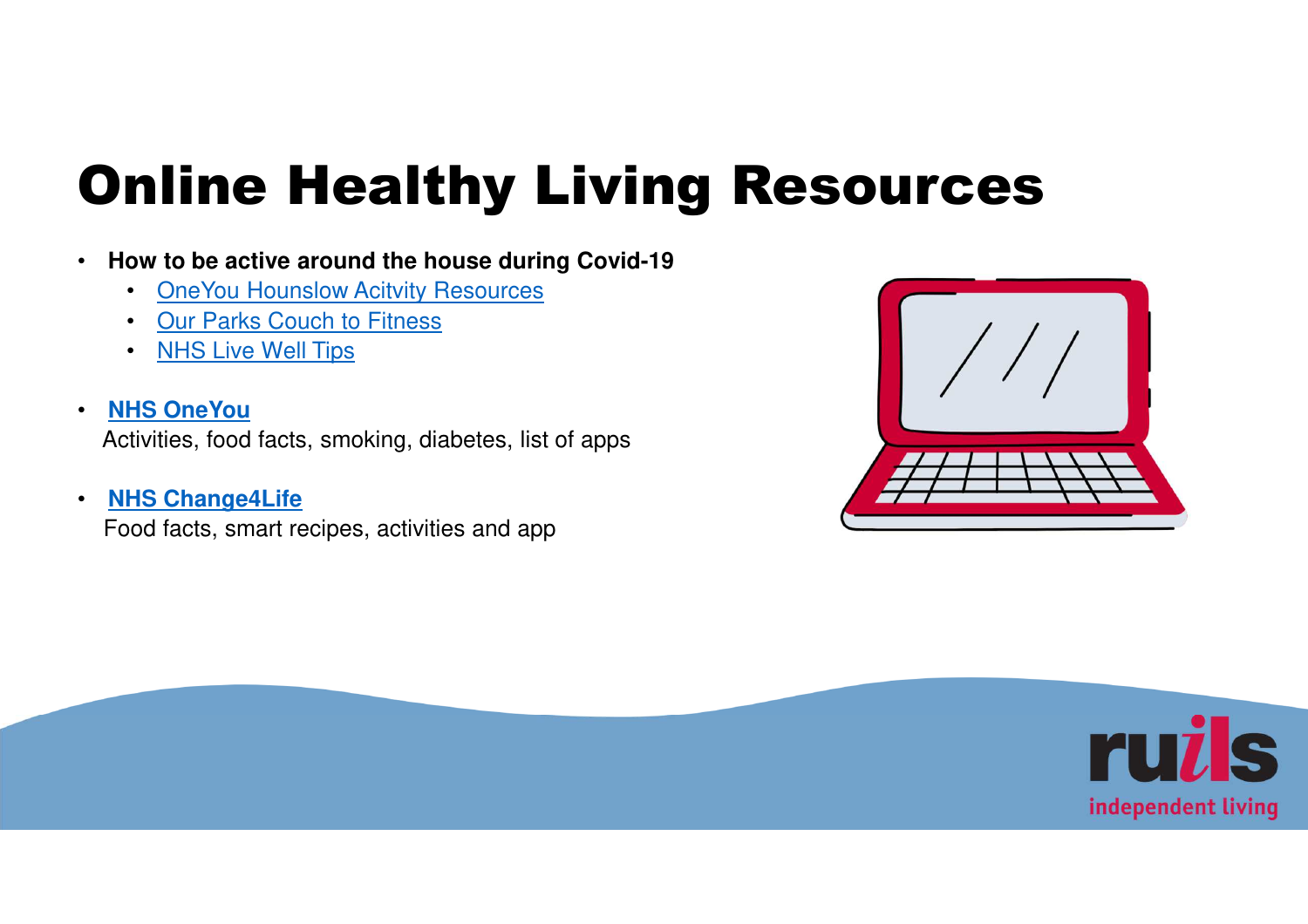# Online Healthy Living Resources

- **How to be active around the house during Covid-19**
  - OneYou Hounslow Acitvity Resources
  - Our Parks Couch to Fitness
  - NHS Live Well Tips

- **NHS OneYou**
  Activities, food facts, smoking, diabetes, list of apps

- **NHS Change4Life**
  Food facts, smart recipes, activities and app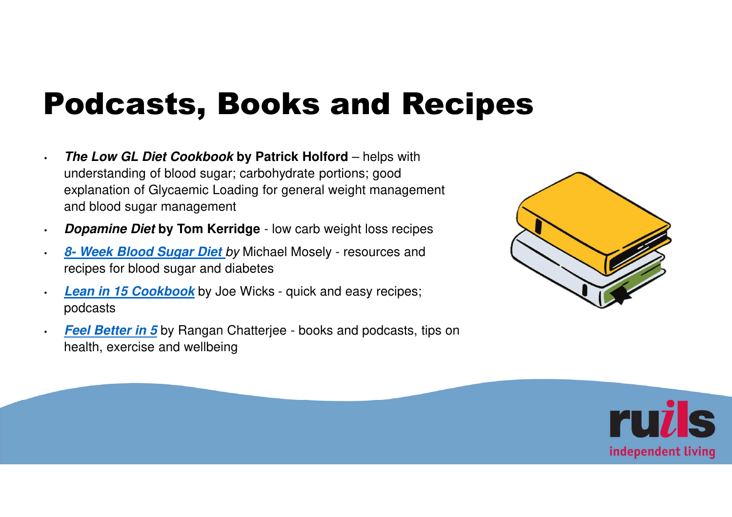# Podcasts, Books and Recipes

- ***The Low GL Diet Cookbook*** **by Patrick Holford** – helps with understanding of blood sugar; carbohydrate portions; good explanation of Glycaemic Loading for general weight management and blood sugar management
- ***Dopamine Diet*** **by Tom Kerridge** - low carb weight loss recipes
- ***8- Week Blood Sugar Diet*** *by* Michael Mosely - resources and recipes for blood sugar and diabetes
- ***Lean in 15 Cookbook*** by Joe Wicks - quick and easy recipes; podcasts
- ***Feel Better in 5*** by Rangan Chatterjee - books and podcasts, tips on health, exercise and wellbeing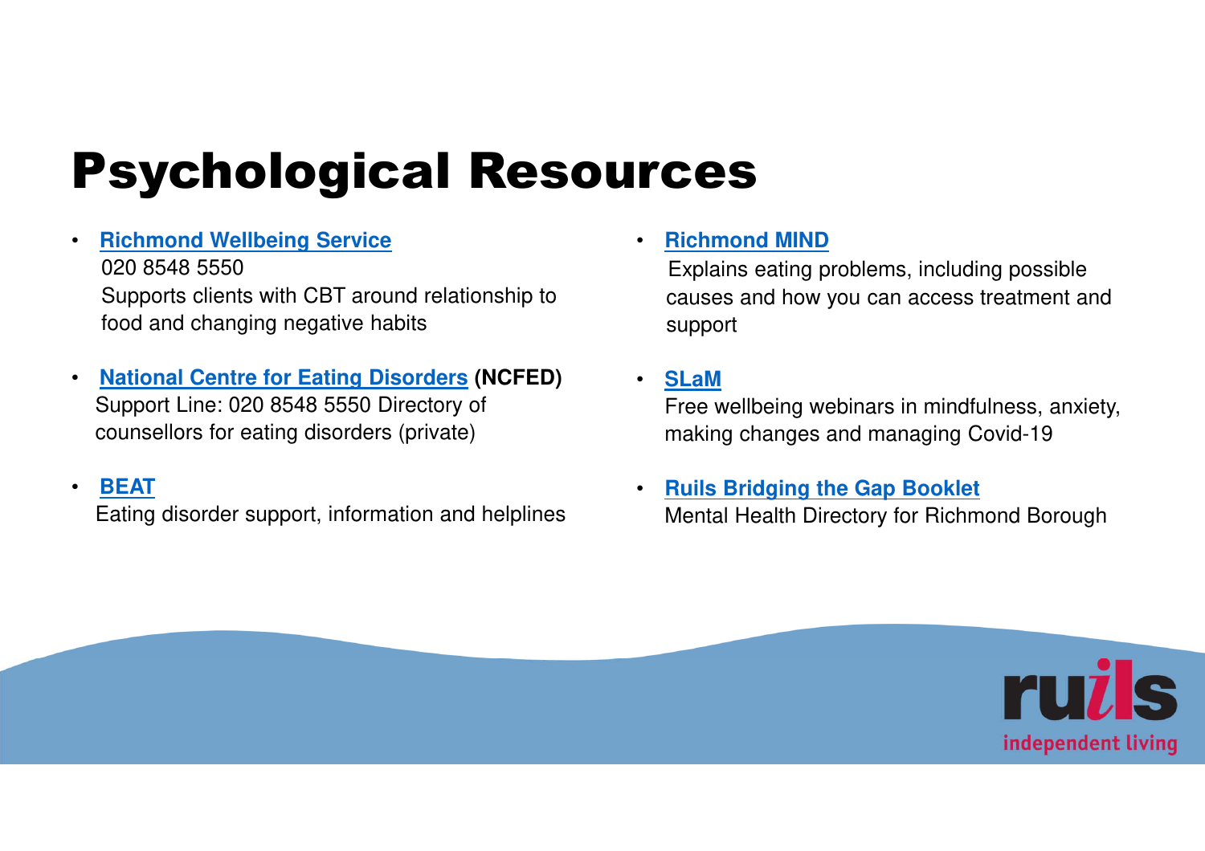# Psychological Resources

- **Richmond Wellbeing Service**
  020 8548 5550
  Supports clients with CBT around relationship to food and changing negative habits

- **National Centre for Eating Disorders (NCFED)**
  Support Line: 020 8548 5550 Directory of counsellors for eating disorders (private)

- **BEAT**
  Eating disorder support, information and helplines

- **Richmond MIND**
  Explains eating problems, including possible causes and how you can access treatment and support

- **SLaM**
  Free wellbeing webinars in mindfulness, anxiety, making changes and managing Covid-19

- **Ruils Bridging the Gap Booklet**
  Mental Health Directory for Richmond Borough

ruils
independent living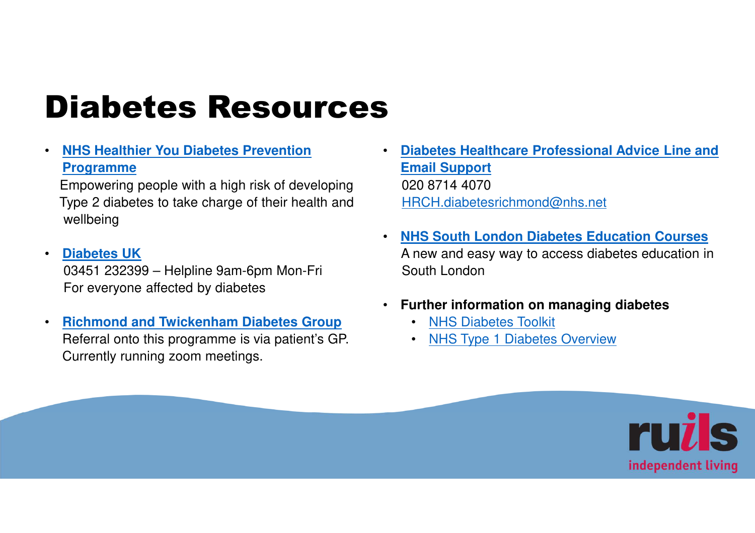# Diabetes Resources

- **NHS Healthier You Diabetes Prevention Programme**
  Empowering people with a high risk of developing Type 2 diabetes to take charge of their health and wellbeing

- **Diabetes UK**
  03451 232399 – Helpline 9am-6pm Mon-Fri
  For everyone affected by diabetes

- **Richmond and Twickenham Diabetes Group**
  Referral onto this programme is via patient's GP. Currently running zoom meetings.

- **Diabetes Healthcare Professional Advice Line and Email Support**
  020 8714 4070
  HRCH.diabetesrichmond@nhs.net

- **NHS South London Diabetes Education Courses**
  A new and easy way to access diabetes education in South London

- **Further information on managing diabetes**
  - NHS Diabetes Toolkit
  - NHS Type 1 Diabetes Overview

ruils independent living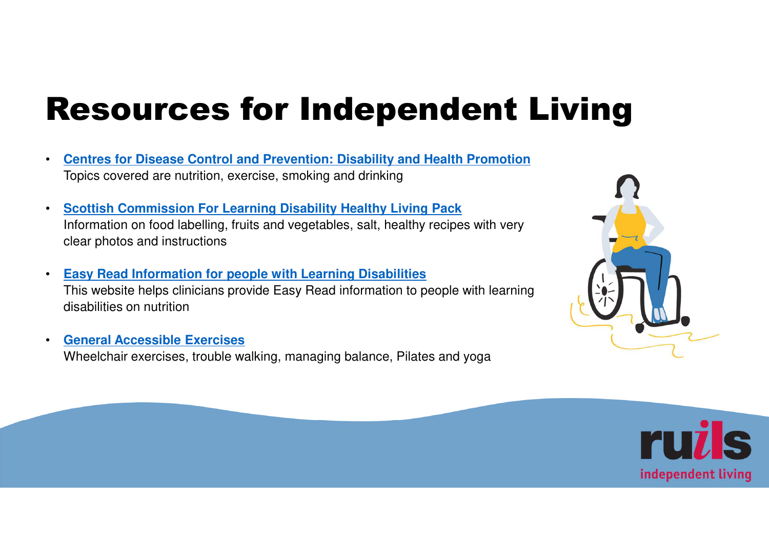# Resources for Independent Living

- **Centres for Disease Control and Prevention: Disability and Health Promotion**
  Topics covered are nutrition, exercise, smoking and drinking
- **Scottish Commission For Learning Disability Healthy Living Pack**
  Information on food labelling, fruits and vegetables, salt, healthy recipes with very clear photos and instructions
- **Easy Read Information for people with Learning Disabilities**
  This website helps clinicians provide Easy Read information to people with learning disabilities on nutrition
- **General Accessible Exercises**
  Wheelchair exercises, trouble walking, managing balance, Pilates and yoga

ruils
independent living